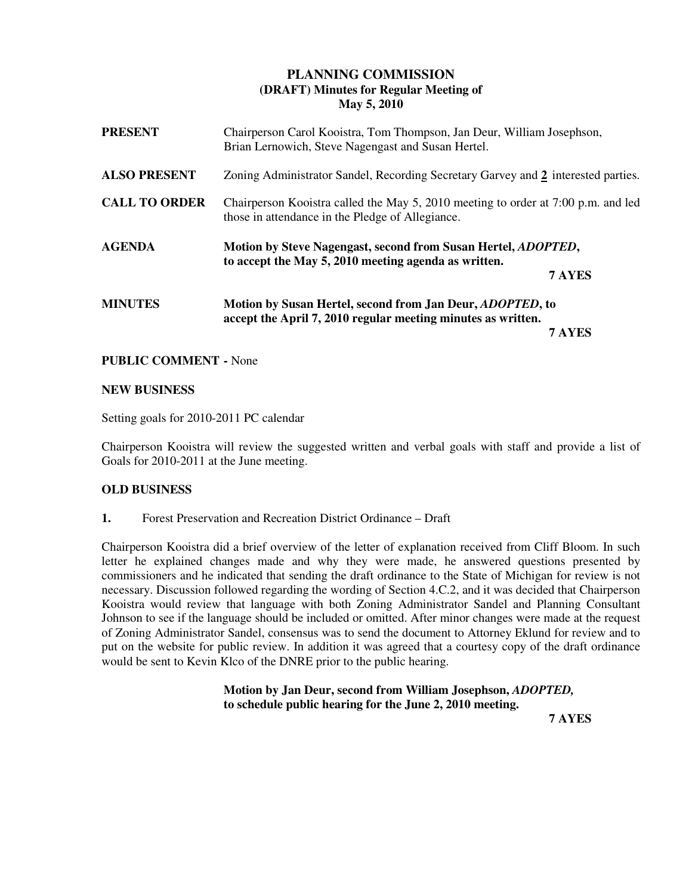# PLANNING COMMISSION
## (DRAFT) Minutes for Regular Meeting of
## May 5, 2010

**PRESENT** Chairperson Carol Kooistra, Tom Thompson, Jan Deur, William Josephson, Brian Lernowich, Steve Nagengast and Susan Hertel.

**ALSO PRESENT** Zoning Administrator Sandel, Recording Secretary Garvey and **2** interested parties.

**CALL TO ORDER** Chairperson Kooistra called the May 5, 2010 meeting to order at 7:00 p.m. and led those in attendance in the Pledge of Allegiance.

**AGENDA** **Motion by Steve Nagengast, second from Susan Hertel, *ADOPTED*, to accept the May 5, 2010 meeting agenda as written.**

**7 AYES**

**MINUTES** **Motion by Susan Hertel, second from Jan Deur, *ADOPTED*, to accept the April 7, 2010 regular meeting minutes as written.**

**7 AYES**

**PUBLIC COMMENT -** None

**NEW BUSINESS**

Setting goals for 2010-2011 PC calendar

Chairperson Kooistra will review the suggested written and verbal goals with staff and provide a list of Goals for 2010-2011 at the June meeting.

**OLD BUSINESS**

**1.** Forest Preservation and Recreation District Ordinance – Draft

Chairperson Kooistra did a brief overview of the letter of explanation received from Cliff Bloom. In such letter he explained changes made and why they were made, he answered questions presented by commissioners and he indicated that sending the draft ordinance to the State of Michigan for review is not necessary. Discussion followed regarding the wording of Section 4.C.2, and it was decided that Chairperson Kooistra would review that language with both Zoning Administrator Sandel and Planning Consultant Johnson to see if the language should be included or omitted. After minor changes were made at the request of Zoning Administrator Sandel, consensus was to send the document to Attorney Eklund for review and to put on the website for public review. In addition it was agreed that a courtesy copy of the draft ordinance would be sent to Kevin Klco of the DNRE prior to the public hearing.

**Motion by Jan Deur, second from William Josephson, *ADOPTED*, to schedule public hearing for the June 2, 2010 meeting.**

**7 AYES**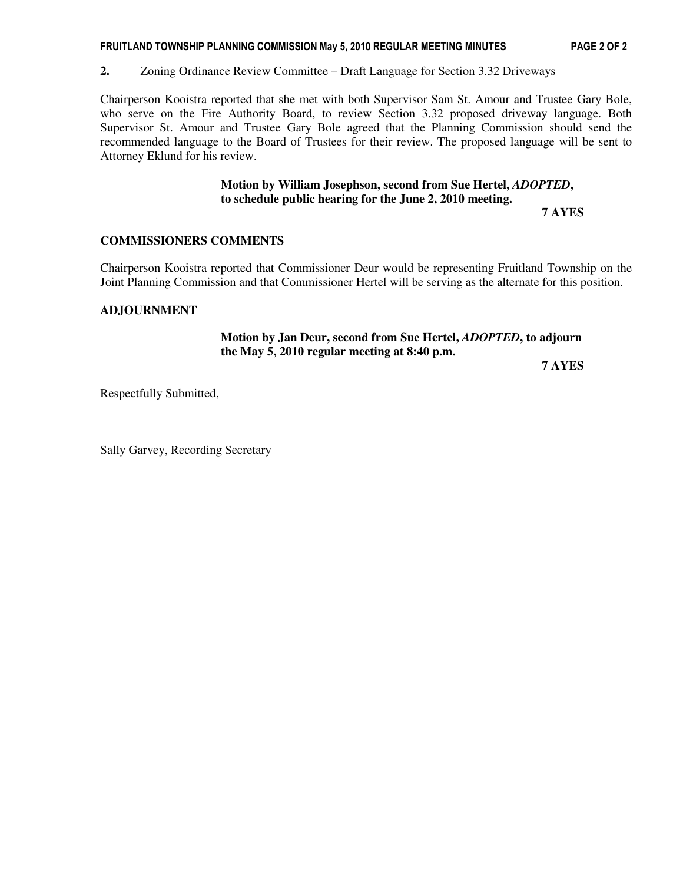**2.** Zoning Ordinance Review Committee – Draft Language for Section 3.32 Driveways

Chairperson Kooistra reported that she met with both Supervisor Sam St. Amour and Trustee Gary Bole, who serve on the Fire Authority Board, to review Section 3.32 proposed driveway language. Both Supervisor St. Amour and Trustee Gary Bole agreed that the Planning Commission should send the recommended language to the Board of Trustees for their review. The proposed language will be sent to Attorney Eklund for his review.

**Motion by William Josephson, second from Sue Hertel, *ADOPTED*, to schedule public hearing for the June 2, 2010 meeting.**

**7 AYES**

## COMMISSIONERS COMMENTS

Chairperson Kooistra reported that Commissioner Deur would be representing Fruitland Township on the Joint Planning Commission and that Commissioner Hertel will be serving as the alternate for this position.

## ADJOURNMENT

**Motion by Jan Deur, second from Sue Hertel, *ADOPTED*, to adjourn the May 5, 2010 regular meeting at 8:40 p.m.**

**7 AYES**

Respectfully Submitted,

Sally Garvey, Recording Secretary